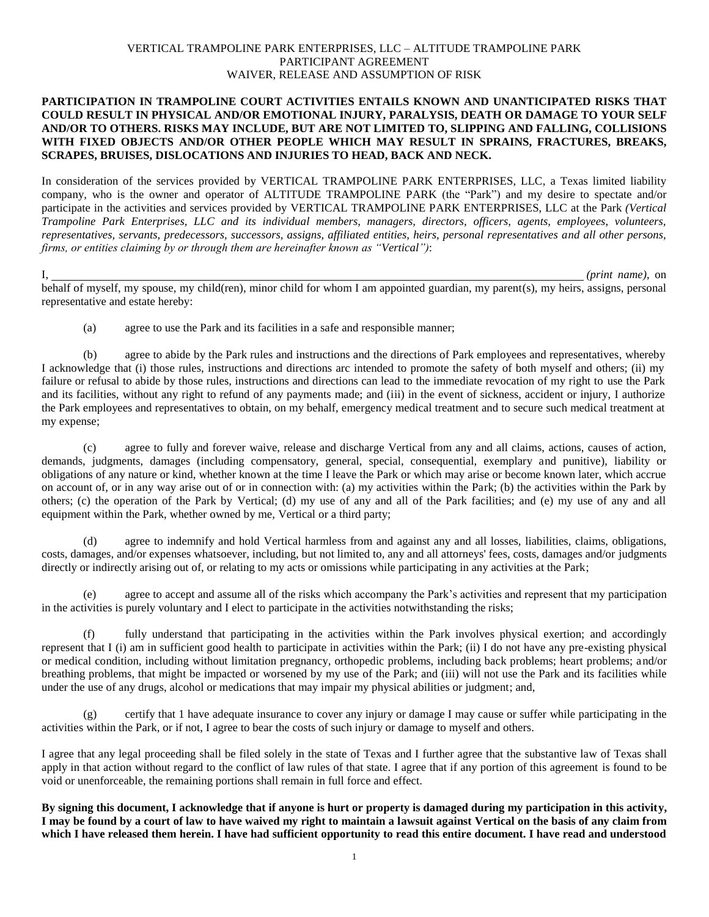# VERTICAL TRAMPOLINE PARK ENTERPRISES, LLC – ALTITUDE TRAMPOLINE PARK
## PARTICIPANT AGREEMENT
## WAIVER, RELEASE AND ASSUMPTION OF RISK

**PARTICIPATION IN TRAMPOLINE COURT ACTIVITIES ENTAILS KNOWN AND UNANTICIPATED RISKS THAT COULD RESULT IN PHYSICAL AND/OR EMOTIONAL INJURY, PARALYSIS, DEATH OR DAMAGE TO YOUR SELF AND/OR TO OTHERS. RISKS MAY INCLUDE, BUT ARE NOT LIMITED TO, SLIPPING AND FALLING, COLLISIONS WITH FIXED OBJECTS AND/OR OTHER PEOPLE WHICH MAY RESULT IN SPRAINS, FRACTURES, BREAKS, SCRAPES, BRUISES, DISLOCATIONS AND INJURIES TO HEAD, BACK AND NECK.**

In consideration of the services provided by VERTICAL TRAMPOLINE PARK ENTERPRISES, LLC, a Texas limited liability company, who is the owner and operator of ALTITUDE TRAMPOLINE PARK (the "Park") and my desire to spectate and/or participate in the activities and services provided by VERTICAL TRAMPOLINE PARK ENTERPRISES, LLC at the Park *(Vertical Trampoline Park Enterprises, LLC and its individual members, managers, directors, officers, agents, employees, volunteers, representatives, servants, predecessors, successors, assigns, affiliated entities, heirs, personal representatives and all other persons, firms, or entities claiming by or through them are hereinafter known as "Vertical")*:

I, ______________________________________________________________________ *(print name)*, on behalf of myself, my spouse, my child(ren), minor child for whom I am appointed guardian, my parent(s), my heirs, assigns, personal representative and estate hereby:

(a) agree to use the Park and its facilities in a safe and responsible manner;

(b) agree to abide by the Park rules and instructions and the directions of Park employees and representatives, whereby I acknowledge that (i) those rules, instructions and directions arc intended to promote the safety of both myself and others; (ii) my failure or refusal to abide by those rules, instructions and directions can lead to the immediate revocation of my right to use the Park and its facilities, without any right to refund of any payments made; and (iii) in the event of sickness, accident or injury, I authorize the Park employees and representatives to obtain, on my behalf, emergency medical treatment and to secure such medical treatment at my expense;

(c) agree to fully and forever waive, release and discharge Vertical from any and all claims, actions, causes of action, demands, judgments, damages (including compensatory, general, special, consequential, exemplary and punitive), liability or obligations of any nature or kind, whether known at the time I leave the Park or which may arise or become known later, which accrue on account of, or in any way arise out of or in connection with: (a) my activities within the Park; (b) the activities within the Park by others; (c) the operation of the Park by Vertical; (d) my use of any and all of the Park facilities; and (e) my use of any and all equipment within the Park, whether owned by me, Vertical or a third party;

(d) agree to indemnify and hold Vertical harmless from and against any and all losses, liabilities, claims, obligations, costs, damages, and/or expenses whatsoever, including, but not limited to, any and all attorneys' fees, costs, damages and/or judgments directly or indirectly arising out of, or relating to my acts or omissions while participating in any activities at the Park;

(e) agree to accept and assume all of the risks which accompany the Park's activities and represent that my participation in the activities is purely voluntary and I elect to participate in the activities notwithstanding the risks;

(f) fully understand that participating in the activities within the Park involves physical exertion; and accordingly represent that I (i) am in sufficient good health to participate in activities within the Park; (ii) I do not have any pre-existing physical or medical condition, including without limitation pregnancy, orthopedic problems, including back problems; heart problems; and/or breathing problems, that might be impacted or worsened by my use of the Park; and (iii) will not use the Park and its facilities while under the use of any drugs, alcohol or medications that may impair my physical abilities or judgment; and,

(g) certify that 1 have adequate insurance to cover any injury or damage I may cause or suffer while participating in the activities within the Park, or if not, I agree to bear the costs of such injury or damage to myself and others.

I agree that any legal proceeding shall be filed solely in the state of Texas and I further agree that the substantive law of Texas shall apply in that action without regard to the conflict of law rules of that state. I agree that if any portion of this agreement is found to be void or unenforceable, the remaining portions shall remain in full force and effect.

**By signing this document, I acknowledge that if anyone is hurt or property is damaged during my participation in this activity, I may be found by a court of law to have waived my right to maintain a lawsuit against Vertical on the basis of any claim from which I have released them herein. I have had sufficient opportunity to read this entire document. I have read and understood**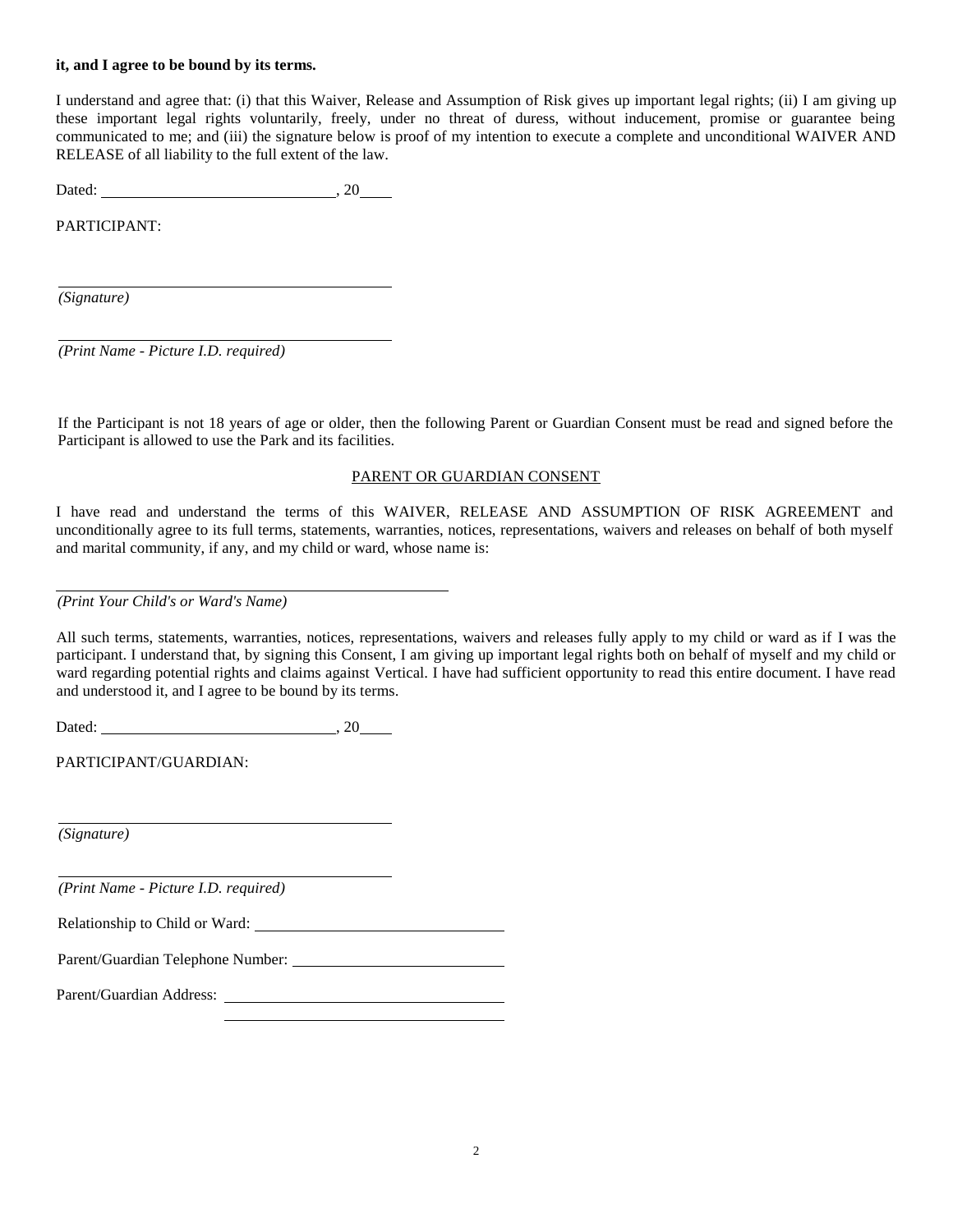**it, and I agree to be bound by its terms.**

I understand and agree that: (i) that this Waiver, Release and Assumption of Risk gives up important legal rights; (ii) I am giving up these important legal rights voluntarily, freely, under no threat of duress, without inducement, promise or guarantee being communicated to me; and (iii) the signature below is proof of my intention to execute a complete and unconditional WAIVER AND RELEASE of all liability to the full extent of the law.

Dated: ______________________________, 20____

PARTICIPANT:

_________________________________________
*(Signature)*

_________________________________________
*(Print Name - Picture I.D. required)*

If the Participant is not 18 years of age or older, then the following Parent or Guardian Consent must be read and signed before the Participant is allowed to use the Park and its facilities.

PARENT OR GUARDIAN CONSENT

I have read and understand the terms of this WAIVER, RELEASE AND ASSUMPTION OF RISK AGREEMENT and unconditionally agree to its full terms, statements, warranties, notices, representations, waivers and releases on behalf of both myself and marital community, if any, and my child or ward, whose name is:

_________________________________________________
*(Print Your Child's or Ward's Name)*

All such terms, statements, warranties, notices, representations, waivers and releases fully apply to my child or ward as if I was the participant. I understand that, by signing this Consent, I am giving up important legal rights both on behalf of myself and my child or ward regarding potential rights and claims against Vertical. I have had sufficient opportunity to read this entire document. I have read and understood it, and I agree to be bound by its terms.

Dated: ______________________________, 20____

PARTICIPANT/GUARDIAN:

_________________________________________
*(Signature)*

_________________________________________
*(Print Name - Picture I.D. required)*

Relationship to Child or Ward: ______________________________

Parent/Guardian Telephone Number: ___________________________

Parent/Guardian Address: ___________________________________
___________________________________